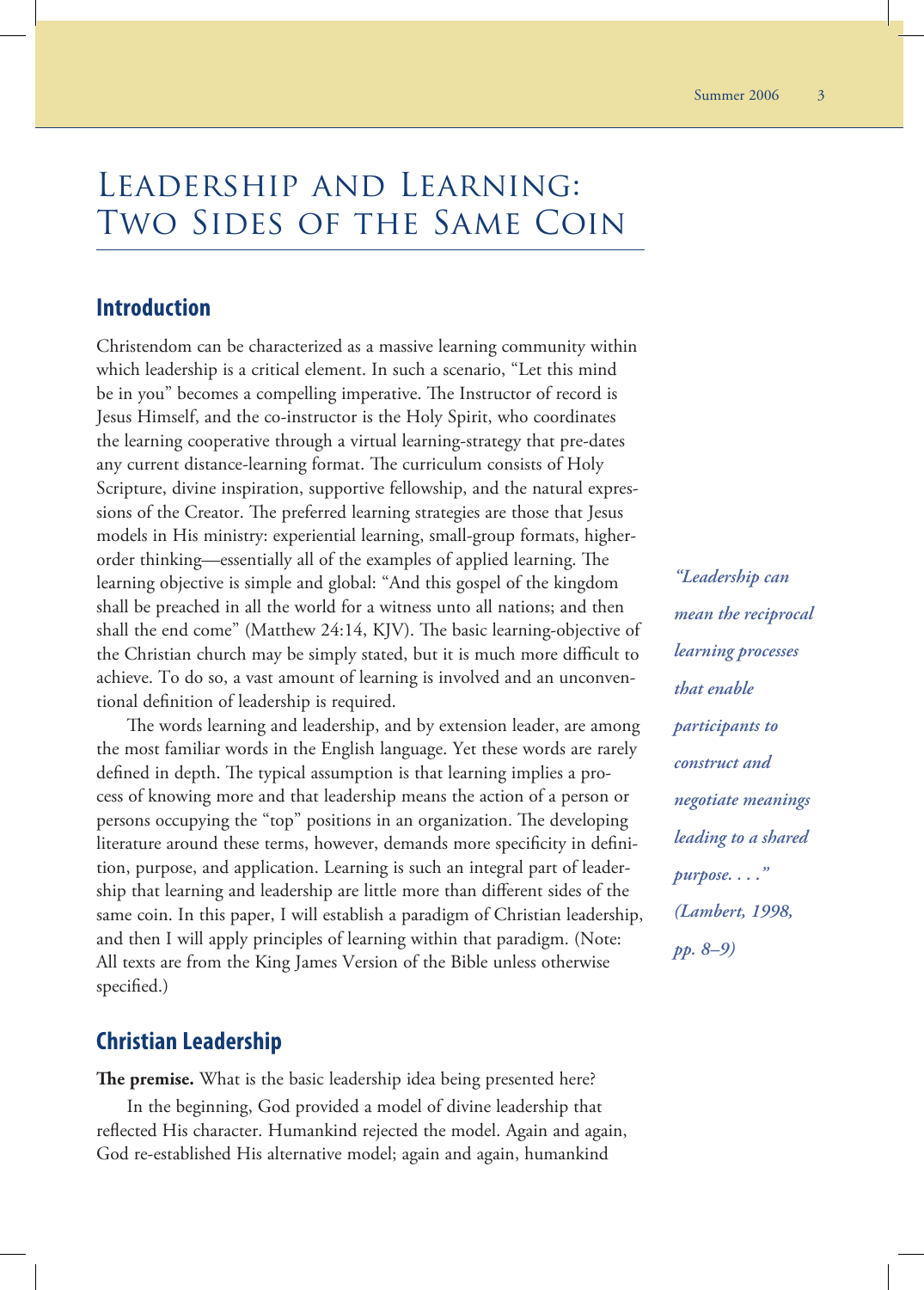# Leadership and Learning: Two Sides of the Same Coin

## Introduction

Christendom can be characterized as a massive learning community within which leadership is a critical element. In such a scenario, "Let this mind be in you" becomes a compelling imperative. The Instructor of record is Jesus Himself, and the co-instructor is the Holy Spirit, who coordinates the learning cooperative through a virtual learning-strategy that pre-dates any current distance-learning format. The curriculum consists of Holy Scripture, divine inspiration, supportive fellowship, and the natural expressions of the Creator. The preferred learning strategies are those that Jesus models in His ministry: experiential learning, small-group formats, higher-order thinking—essentially all of the examples of applied learning. The learning objective is simple and global: "And this gospel of the kingdom shall be preached in all the world for a witness unto all nations; and then shall the end come" (Matthew 24:14, KJV). The basic learning-objective of the Christian church may be simply stated, but it is much more difficult to achieve. To do so, a vast amount of learning is involved and an unconventional definition of leadership is required.

The words learning and leadership, and by extension leader, are among the most familiar words in the English language. Yet these words are rarely defined in depth. The typical assumption is that learning implies a process of knowing more and that leadership means the action of a person or persons occupying the "top" positions in an organization. The developing literature around these terms, however, demands more specificity in definition, purpose, and application. Learning is such an integral part of leadership that learning and leadership are little more than different sides of the same coin. In this paper, I will establish a paradigm of Christian leadership, and then I will apply principles of learning within that paradigm. (Note: All texts are from the King James Version of the Bible unless otherwise specified.)

> ***"Leadership can mean the reciprocal learning processes that enable participants to construct and negotiate meanings leading to a shared purpose. . . ." (Lambert, 1998, pp. 8–9)***

## Christian Leadership

**The premise.** What is the basic leadership idea being presented here?

In the beginning, God provided a model of divine leadership that reflected His character. Humankind rejected the model. Again and again, God re-established His alternative model; again and again, humankind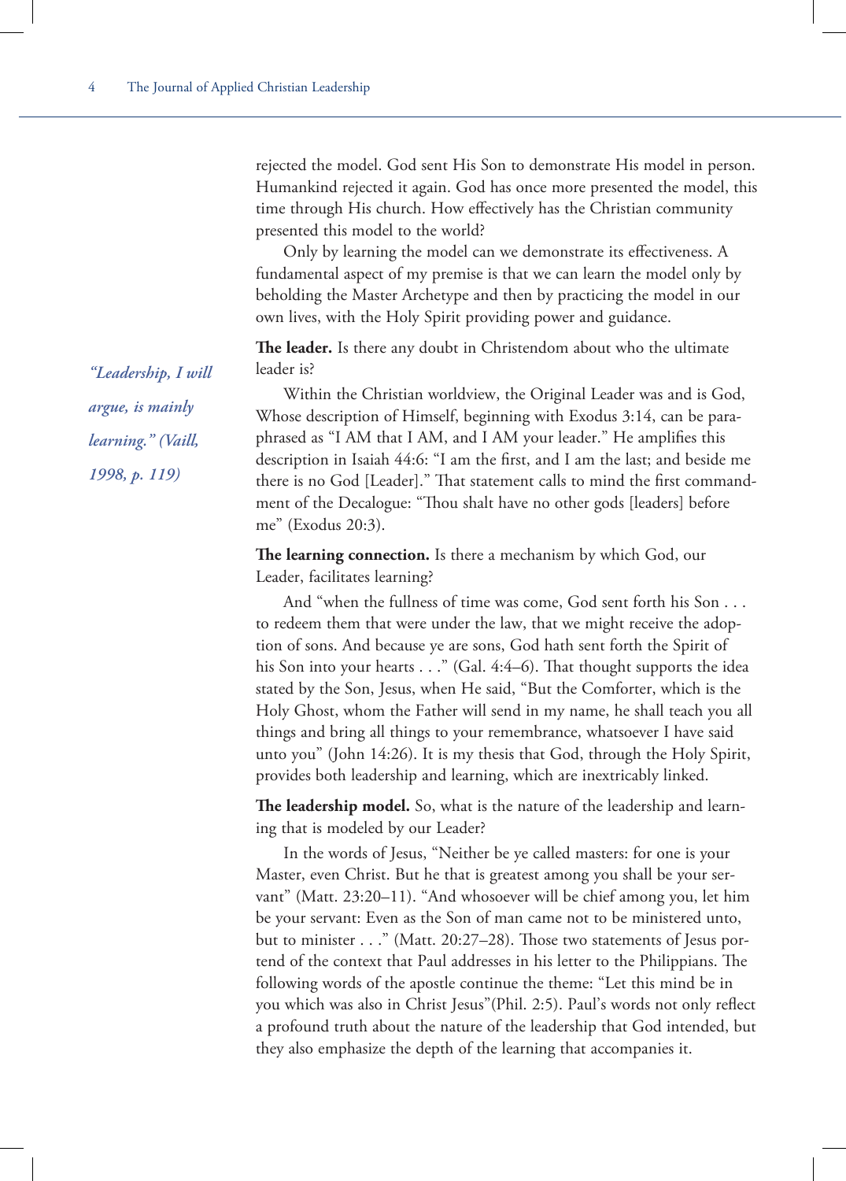rejected the model. God sent His Son to demonstrate His model in person. Humankind rejected it again. God has once more presented the model, this time through His church. How effectively has the Christian community presented this model to the world?

Only by learning the model can we demonstrate its effectiveness. A fundamental aspect of my premise is that we can learn the model only by beholding the Master Archetype and then by practicing the model in our own lives, with the Holy Spirit providing power and guidance.

*"Leadership, I will argue, is mainly learning." (Vaill, 1998, p. 119)*

**The leader.** Is there any doubt in Christendom about who the ultimate leader is?

Within the Christian worldview, the Original Leader was and is God, Whose description of Himself, beginning with Exodus 3:14, can be paraphrased as "I AM that I AM, and I AM your leader." He amplifies this description in Isaiah 44:6: "I am the first, and I am the last; and beside me there is no God [Leader]." That statement calls to mind the first commandment of the Decalogue: "Thou shalt have no other gods [leaders] before me" (Exodus 20:3).

**The learning connection.** Is there a mechanism by which God, our Leader, facilitates learning?

And "when the fullness of time was come, God sent forth his Son . . . to redeem them that were under the law, that we might receive the adoption of sons. And because ye are sons, God hath sent forth the Spirit of his Son into your hearts . . ." (Gal. 4:4–6). That thought supports the idea stated by the Son, Jesus, when He said, "But the Comforter, which is the Holy Ghost, whom the Father will send in my name, he shall teach you all things and bring all things to your remembrance, whatsoever I have said unto you" (John 14:26). It is my thesis that God, through the Holy Spirit, provides both leadership and learning, which are inextricably linked.

**The leadership model.** So, what is the nature of the leadership and learning that is modeled by our Leader?

In the words of Jesus, "Neither be ye called masters: for one is your Master, even Christ. But he that is greatest among you shall be your servant" (Matt. 23:20–11). "And whosoever will be chief among you, let him be your servant: Even as the Son of man came not to be ministered unto, but to minister . . ." (Matt. 20:27–28). Those two statements of Jesus portend of the context that Paul addresses in his letter to the Philippians. The following words of the apostle continue the theme: "Let this mind be in you which was also in Christ Jesus"(Phil. 2:5). Paul's words not only reflect a profound truth about the nature of the leadership that God intended, but they also emphasize the depth of the learning that accompanies it.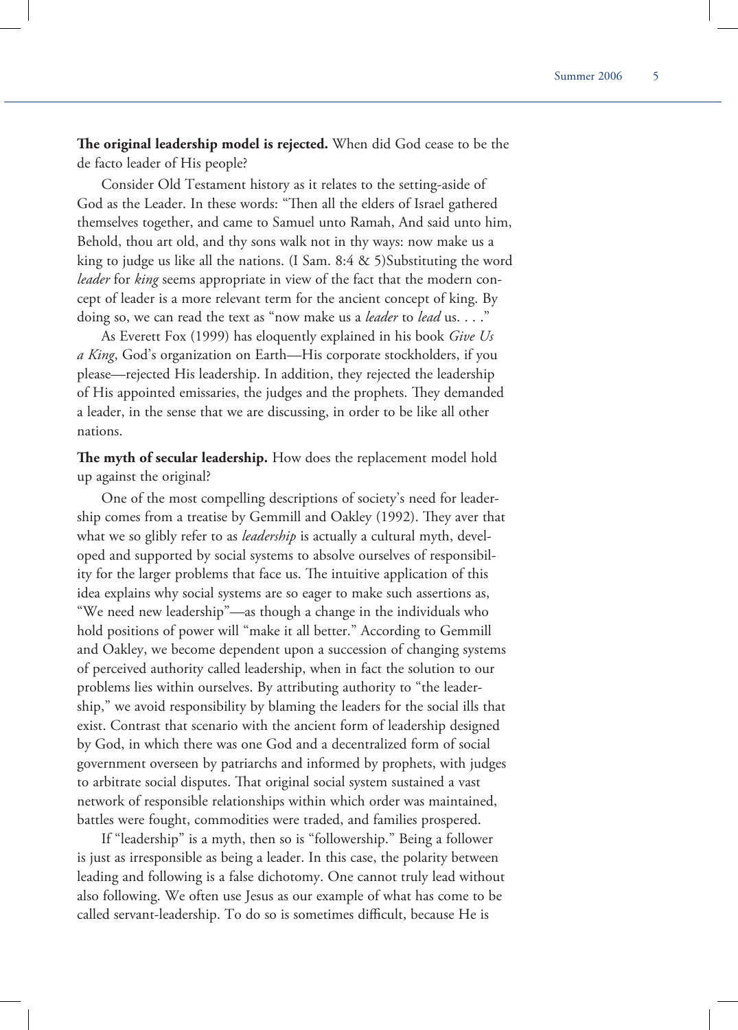**The original leadership model is rejected.** When did God cease to be the de facto leader of His people?

Consider Old Testament history as it relates to the setting-aside of God as the Leader. In these words: "Then all the elders of Israel gathered themselves together, and came to Samuel unto Ramah, And said unto him, Behold, thou art old, and thy sons walk not in thy ways: now make us a king to judge us like all the nations. (I Sam. 8:4 & 5)Substituting the word *leader* for *king* seems appropriate in view of the fact that the modern concept of leader is a more relevant term for the ancient concept of king. By doing so, we can read the text as "now make us a *leader* to *lead* us. . . ."

As Everett Fox (1999) has eloquently explained in his book *Give Us a King*, God's organization on Earth—His corporate stockholders, if you please—rejected His leadership. In addition, they rejected the leadership of His appointed emissaries, the judges and the prophets. They demanded a leader, in the sense that we are discussing, in order to be like all other nations.

**The myth of secular leadership.** How does the replacement model hold up against the original?

One of the most compelling descriptions of society's need for leadership comes from a treatise by Gemmill and Oakley (1992). They aver that what we so glibly refer to as *leadership* is actually a cultural myth, developed and supported by social systems to absolve ourselves of responsibility for the larger problems that face us. The intuitive application of this idea explains why social systems are so eager to make such assertions as, "We need new leadership"—as though a change in the individuals who hold positions of power will "make it all better." According to Gemmill and Oakley, we become dependent upon a succession of changing systems of perceived authority called leadership, when in fact the solution to our problems lies within ourselves. By attributing authority to "the leadership," we avoid responsibility by blaming the leaders for the social ills that exist. Contrast that scenario with the ancient form of leadership designed by God, in which there was one God and a decentralized form of social government overseen by patriarchs and informed by prophets, with judges to arbitrate social disputes. That original social system sustained a vast network of responsible relationships within which order was maintained, battles were fought, commodities were traded, and families prospered.

If "leadership" is a myth, then so is "followership." Being a follower is just as irresponsible as being a leader. In this case, the polarity between leading and following is a false dichotomy. One cannot truly lead without also following. We often use Jesus as our example of what has come to be called servant-leadership. To do so is sometimes difficult, because He is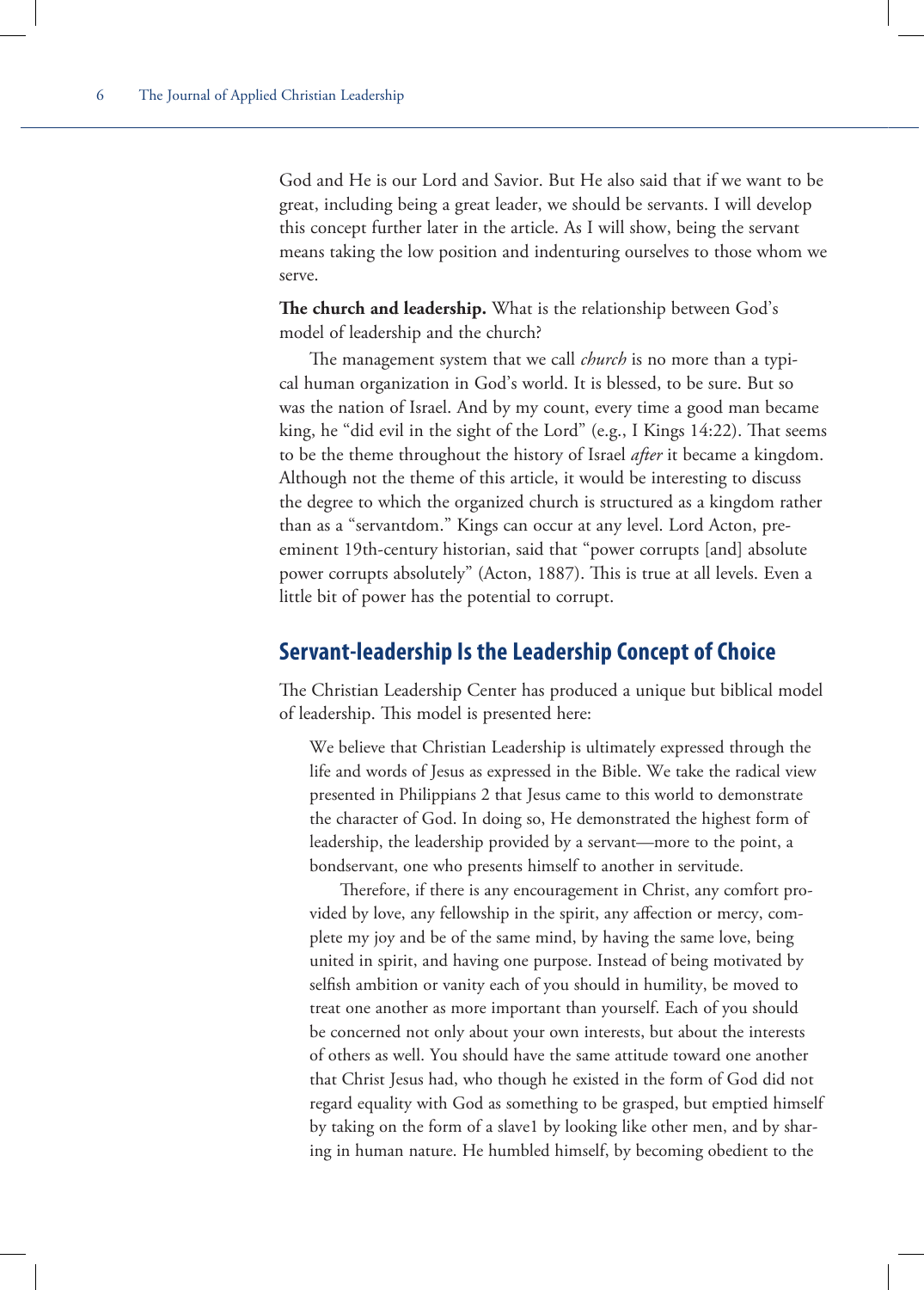God and He is our Lord and Savior. But He also said that if we want to be great, including being a great leader, we should be servants. I will develop this concept further later in the article. As I will show, being the servant means taking the low position and indenturing ourselves to those whom we serve.

**The church and leadership.** What is the relationship between God's model of leadership and the church?

The management system that we call *church* is no more than a typical human organization in God's world. It is blessed, to be sure. But so was the nation of Israel. And by my count, every time a good man became king, he "did evil in the sight of the Lord" (e.g., I Kings 14:22). That seems to be the theme throughout the history of Israel *after* it became a kingdom. Although not the theme of this article, it would be interesting to discuss the degree to which the organized church is structured as a kingdom rather than as a "servantdom." Kings can occur at any level. Lord Acton, preeminent 19th-century historian, said that "power corrupts [and] absolute power corrupts absolutely" (Acton, 1887). This is true at all levels. Even a little bit of power has the potential to corrupt.

## Servant-leadership Is the Leadership Concept of Choice

The Christian Leadership Center has produced a unique but biblical model of leadership. This model is presented here:

> We believe that Christian Leadership is ultimately expressed through the life and words of Jesus as expressed in the Bible. We take the radical view presented in Philippians 2 that Jesus came to this world to demonstrate the character of God. In doing so, He demonstrated the highest form of leadership, the leadership provided by a servant—more to the point, a bondservant, one who presents himself to another in servitude.
>
> Therefore, if there is any encouragement in Christ, any comfort provided by love, any fellowship in the spirit, any affection or mercy, complete my joy and be of the same mind, by having the same love, being united in spirit, and having one purpose. Instead of being motivated by selfish ambition or vanity each of you should in humility, be moved to treat one another as more important than yourself. Each of you should be concerned not only about your own interests, but about the interests of others as well. You should have the same attitude toward one another that Christ Jesus had, who though he existed in the form of God did not regard equality with God as something to be grasped, but emptied himself by taking on the form of a slave1 by looking like other men, and by sharing in human nature. He humbled himself, by becoming obedient to the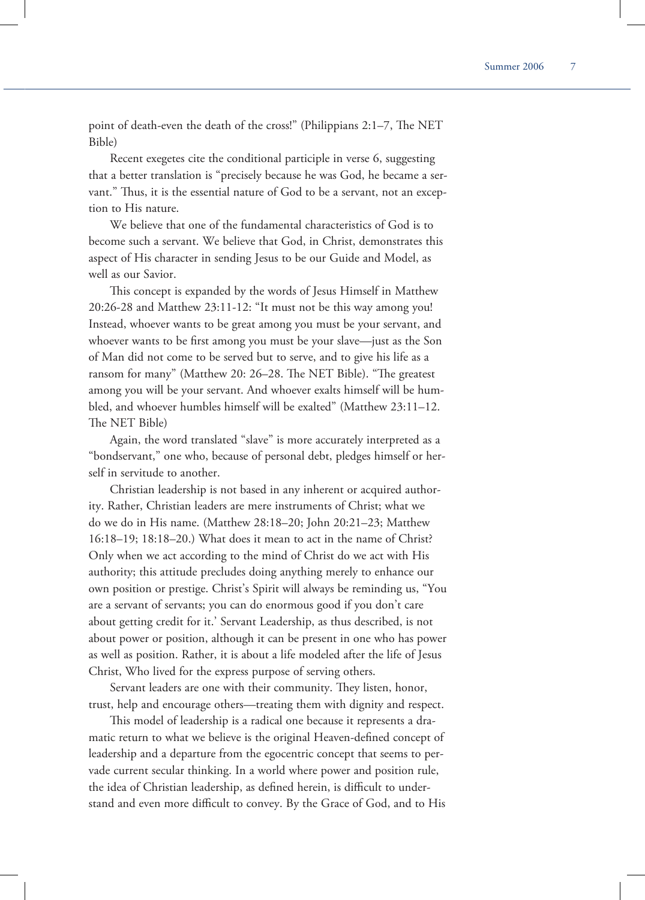point of death-even the death of the cross!" (Philippians 2:1–7, The NET Bible)

Recent exegetes cite the conditional participle in verse 6, suggesting that a better translation is "precisely because he was God, he became a servant." Thus, it is the essential nature of God to be a servant, not an exception to His nature.

We believe that one of the fundamental characteristics of God is to become such a servant. We believe that God, in Christ, demonstrates this aspect of His character in sending Jesus to be our Guide and Model, as well as our Savior.

This concept is expanded by the words of Jesus Himself in Matthew 20:26-28 and Matthew 23:11-12: "It must not be this way among you! Instead, whoever wants to be great among you must be your servant, and whoever wants to be first among you must be your slave—just as the Son of Man did not come to be served but to serve, and to give his life as a ransom for many" (Matthew 20: 26–28. The NET Bible). "The greatest among you will be your servant. And whoever exalts himself will be humbled, and whoever humbles himself will be exalted" (Matthew 23:11–12. The NET Bible)

Again, the word translated "slave" is more accurately interpreted as a "bondservant," one who, because of personal debt, pledges himself or herself in servitude to another.

Christian leadership is not based in any inherent or acquired authority. Rather, Christian leaders are mere instruments of Christ; what we do we do in His name. (Matthew 28:18–20; John 20:21–23; Matthew 16:18–19; 18:18–20.) What does it mean to act in the name of Christ? Only when we act according to the mind of Christ do we act with His authority; this attitude precludes doing anything merely to enhance our own position or prestige. Christ's Spirit will always be reminding us, "You are a servant of servants; you can do enormous good if you don't care about getting credit for it.' Servant Leadership, as thus described, is not about power or position, although it can be present in one who has power as well as position. Rather, it is about a life modeled after the life of Jesus Christ, Who lived for the express purpose of serving others.

Servant leaders are one with their community. They listen, honor, trust, help and encourage others—treating them with dignity and respect.

This model of leadership is a radical one because it represents a dramatic return to what we believe is the original Heaven-defined concept of leadership and a departure from the egocentric concept that seems to pervade current secular thinking. In a world where power and position rule, the idea of Christian leadership, as defined herein, is difficult to understand and even more difficult to convey. By the Grace of God, and to His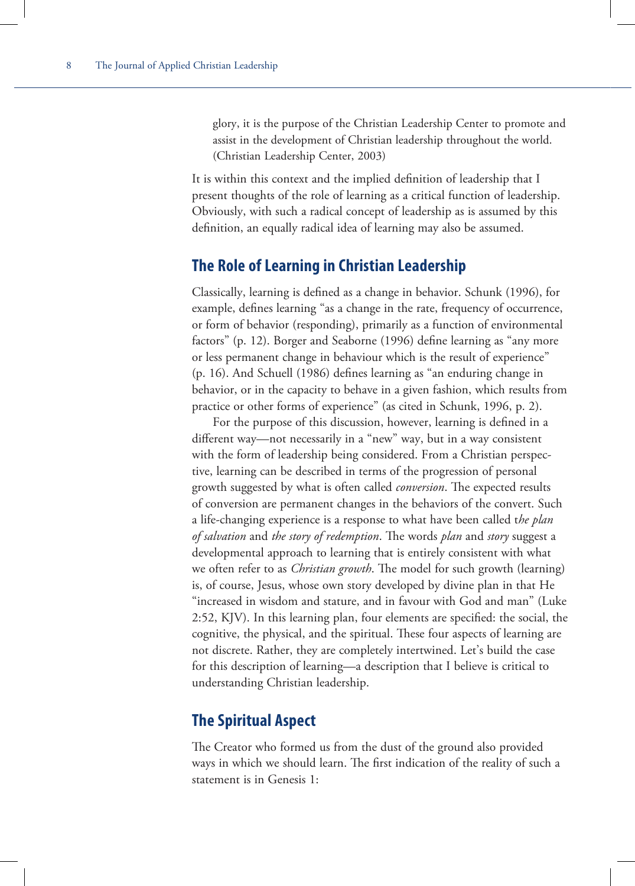> glory, it is the purpose of the Christian Leadership Center to promote and assist in the development of Christian leadership throughout the world. (Christian Leadership Center, 2003)

It is within this context and the implied definition of leadership that I present thoughts of the role of learning as a critical function of leadership. Obviously, with such a radical concept of leadership as is assumed by this definition, an equally radical idea of learning may also be assumed.

## The Role of Learning in Christian Leadership

Classically, learning is defined as a change in behavior. Schunk (1996), for example, defines learning "as a change in the rate, frequency of occurrence, or form of behavior (responding), primarily as a function of environmental factors" (p. 12). Borger and Seaborne (1996) define learning as "any more or less permanent change in behaviour which is the result of experience" (p. 16). And Schuell (1986) defines learning as "an enduring change in behavior, or in the capacity to behave in a given fashion, which results from practice or other forms of experience" (as cited in Schunk, 1996, p. 2).

For the purpose of this discussion, however, learning is defined in a different way—not necessarily in a "new" way, but in a way consistent with the form of leadership being considered. From a Christian perspective, learning can be described in terms of the progression of personal growth suggested by what is often called *conversion*. The expected results of conversion are permanent changes in the behaviors of the convert. Such a life-changing experience is a response to what have been called t*he plan of salvation* and *the story of redemption*. The words *plan* and *story* suggest a developmental approach to learning that is entirely consistent with what we often refer to as *Christian growth*. The model for such growth (learning) is, of course, Jesus, whose own story developed by divine plan in that He "increased in wisdom and stature, and in favour with God and man" (Luke 2:52, KJV). In this learning plan, four elements are specified: the social, the cognitive, the physical, and the spiritual. These four aspects of learning are not discrete. Rather, they are completely intertwined. Let's build the case for this description of learning—a description that I believe is critical to understanding Christian leadership.

## The Spiritual Aspect

The Creator who formed us from the dust of the ground also provided ways in which we should learn. The first indication of the reality of such a statement is in Genesis 1: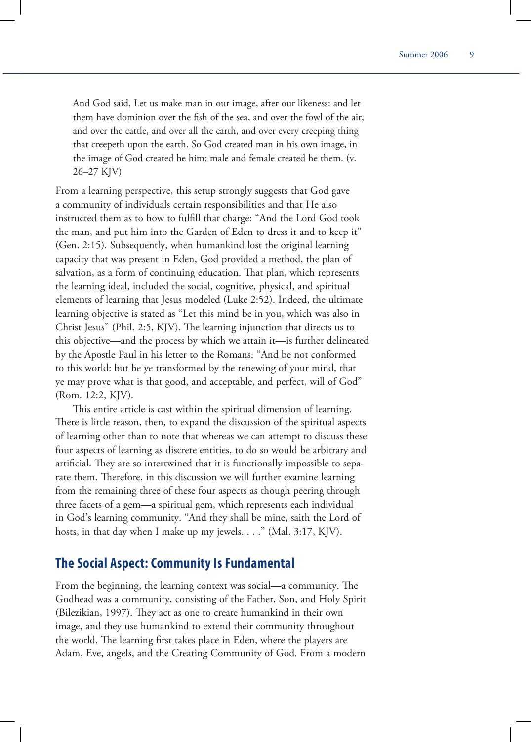> And God said, Let us make man in our image, after our likeness: and let them have dominion over the fish of the sea, and over the fowl of the air, and over the cattle, and over all the earth, and over every creeping thing that creepeth upon the earth. So God created man in his own image, in the image of God created he him; male and female created he them. (v. 26–27 KJV)

From a learning perspective, this setup strongly suggests that God gave a community of individuals certain responsibilities and that He also instructed them as to how to fulfill that charge: "And the Lord God took the man, and put him into the Garden of Eden to dress it and to keep it" (Gen. 2:15). Subsequently, when humankind lost the original learning capacity that was present in Eden, God provided a method, the plan of salvation, as a form of continuing education. That plan, which represents the learning ideal, included the social, cognitive, physical, and spiritual elements of learning that Jesus modeled (Luke 2:52). Indeed, the ultimate learning objective is stated as "Let this mind be in you, which was also in Christ Jesus" (Phil. 2:5, KJV). The learning injunction that directs us to this objective—and the process by which we attain it—is further delineated by the Apostle Paul in his letter to the Romans: "And be not conformed to this world: but be ye transformed by the renewing of your mind, that ye may prove what is that good, and acceptable, and perfect, will of God" (Rom. 12:2, KJV).

This entire article is cast within the spiritual dimension of learning. There is little reason, then, to expand the discussion of the spiritual aspects of learning other than to note that whereas we can attempt to discuss these four aspects of learning as discrete entities, to do so would be arbitrary and artificial. They are so intertwined that it is functionally impossible to separate them. Therefore, in this discussion we will further examine learning from the remaining three of these four aspects as though peering through three facets of a gem—a spiritual gem, which represents each individual in God's learning community. "And they shall be mine, saith the Lord of hosts, in that day when I make up my jewels. . . ." (Mal. 3:17, KJV).

## The Social Aspect: Community Is Fundamental

From the beginning, the learning context was social—a community. The Godhead was a community, consisting of the Father, Son, and Holy Spirit (Bilezikian, 1997). They act as one to create humankind in their own image, and they use humankind to extend their community throughout the world. The learning first takes place in Eden, where the players are Adam, Eve, angels, and the Creating Community of God. From a modern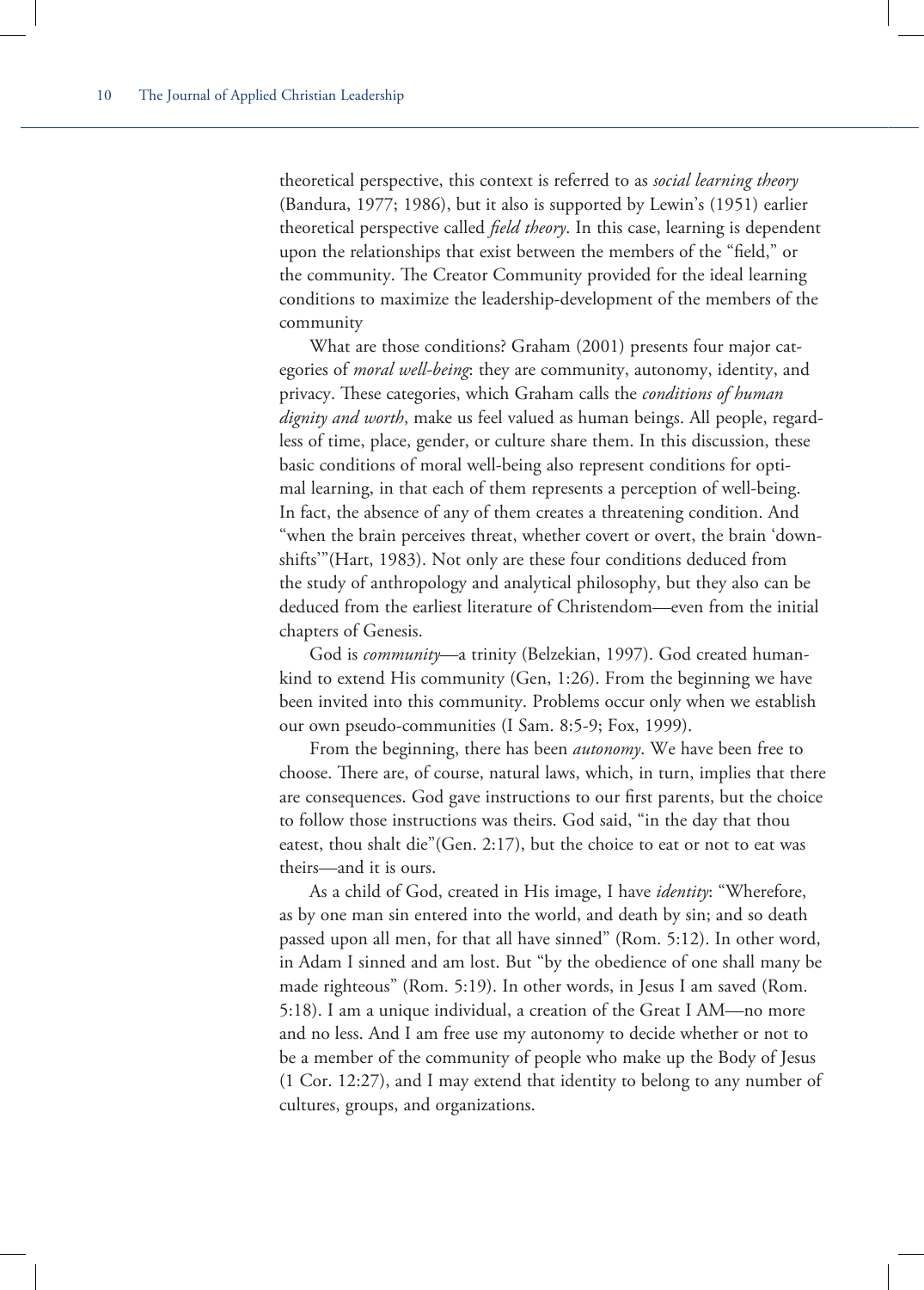theoretical perspective, this context is referred to as *social learning theory* (Bandura, 1977; 1986), but it also is supported by Lewin's (1951) earlier theoretical perspective called *field theory*. In this case, learning is dependent upon the relationships that exist between the members of the "field," or the community. The Creator Community provided for the ideal learning conditions to maximize the leadership-development of the members of the community

What are those conditions? Graham (2001) presents four major categories of *moral well-being*: they are community, autonomy, identity, and privacy. These categories, which Graham calls the *conditions of human dignity and worth*, make us feel valued as human beings. All people, regardless of time, place, gender, or culture share them. In this discussion, these basic conditions of moral well-being also represent conditions for optimal learning, in that each of them represents a perception of well-being. In fact, the absence of any of them creates a threatening condition. And "when the brain perceives threat, whether covert or overt, the brain 'downshifts'"(Hart, 1983). Not only are these four conditions deduced from the study of anthropology and analytical philosophy, but they also can be deduced from the earliest literature of Christendom—even from the initial chapters of Genesis.

God is *community*—a trinity (Belzekian, 1997). God created humankind to extend His community (Gen, 1:26). From the beginning we have been invited into this community. Problems occur only when we establish our own pseudo-communities (I Sam. 8:5-9; Fox, 1999).

From the beginning, there has been *autonomy*. We have been free to choose. There are, of course, natural laws, which, in turn, implies that there are consequences. God gave instructions to our first parents, but the choice to follow those instructions was theirs. God said, "in the day that thou eatest, thou shalt die"(Gen. 2:17), but the choice to eat or not to eat was theirs—and it is ours.

As a child of God, created in His image, I have *identity*: "Wherefore, as by one man sin entered into the world, and death by sin; and so death passed upon all men, for that all have sinned" (Rom. 5:12). In other word, in Adam I sinned and am lost. But "by the obedience of one shall many be made righteous" (Rom. 5:19). In other words, in Jesus I am saved (Rom. 5:18). I am a unique individual, a creation of the Great I AM—no more and no less. And I am free use my autonomy to decide whether or not to be a member of the community of people who make up the Body of Jesus (1 Cor. 12:27), and I may extend that identity to belong to any number of cultures, groups, and organizations.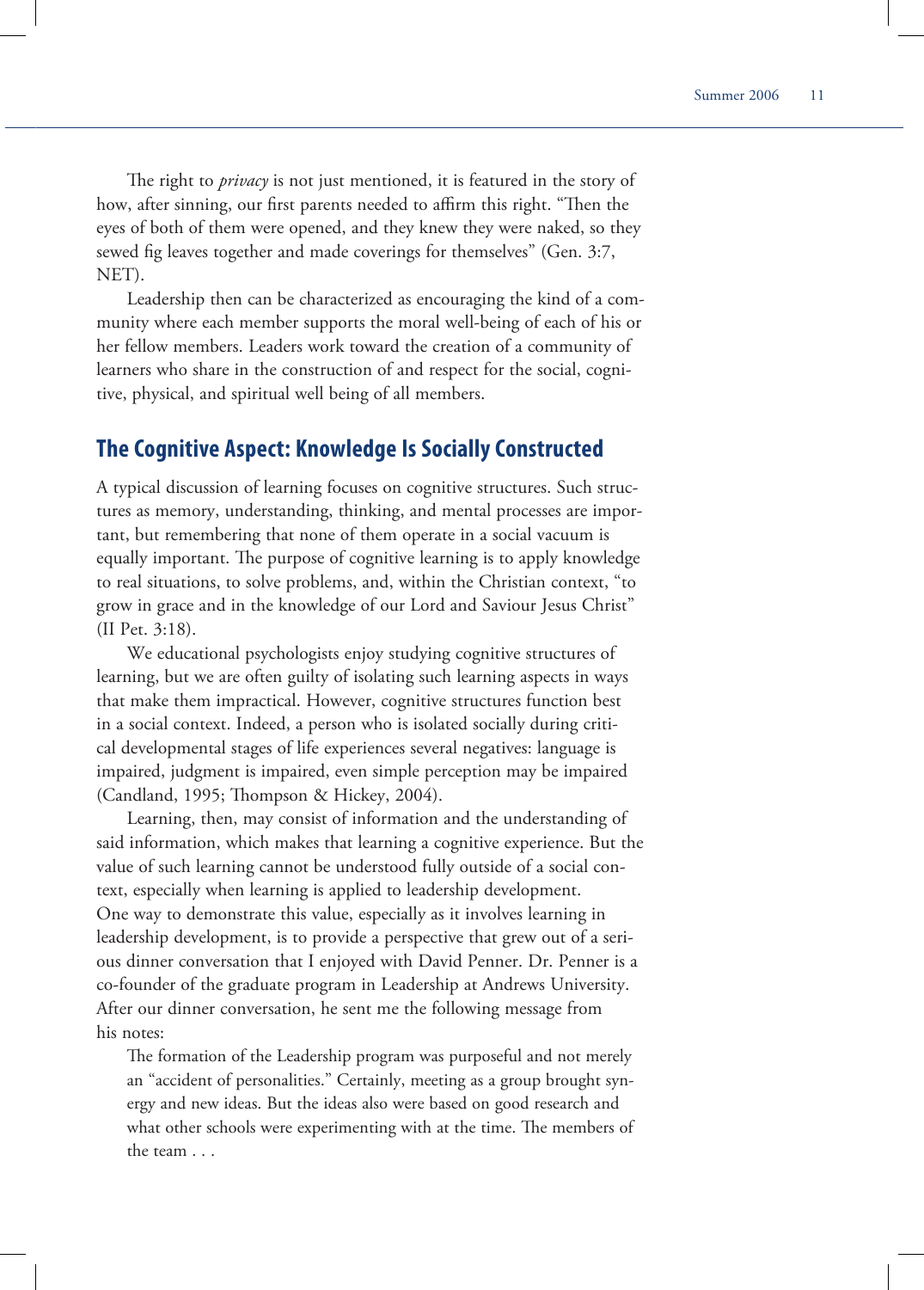The right to *privacy* is not just mentioned, it is featured in the story of how, after sinning, our first parents needed to affirm this right. "Then the eyes of both of them were opened, and they knew they were naked, so they sewed fig leaves together and made coverings for themselves" (Gen. 3:7, NET).

Leadership then can be characterized as encouraging the kind of a community where each member supports the moral well-being of each of his or her fellow members. Leaders work toward the creation of a community of learners who share in the construction of and respect for the social, cognitive, physical, and spiritual well being of all members.

## The Cognitive Aspect: Knowledge Is Socially Constructed

A typical discussion of learning focuses on cognitive structures. Such structures as memory, understanding, thinking, and mental processes are important, but remembering that none of them operate in a social vacuum is equally important. The purpose of cognitive learning is to apply knowledge to real situations, to solve problems, and, within the Christian context, "to grow in grace and in the knowledge of our Lord and Saviour Jesus Christ" (II Pet. 3:18).

We educational psychologists enjoy studying cognitive structures of learning, but we are often guilty of isolating such learning aspects in ways that make them impractical. However, cognitive structures function best in a social context. Indeed, a person who is isolated socially during critical developmental stages of life experiences several negatives: language is impaired, judgment is impaired, even simple perception may be impaired (Candland, 1995; Thompson & Hickey, 2004).

Learning, then, may consist of information and the understanding of said information, which makes that learning a cognitive experience. But the value of such learning cannot be understood fully outside of a social context, especially when learning is applied to leadership development. One way to demonstrate this value, especially as it involves learning in leadership development, is to provide a perspective that grew out of a serious dinner conversation that I enjoyed with David Penner. Dr. Penner is a co-founder of the graduate program in Leadership at Andrews University. After our dinner conversation, he sent me the following message from his notes:

> The formation of the Leadership program was purposeful and not merely an "accident of personalities." Certainly, meeting as a group brought synergy and new ideas. But the ideas also were based on good research and what other schools were experimenting with at the time. The members of the team . . .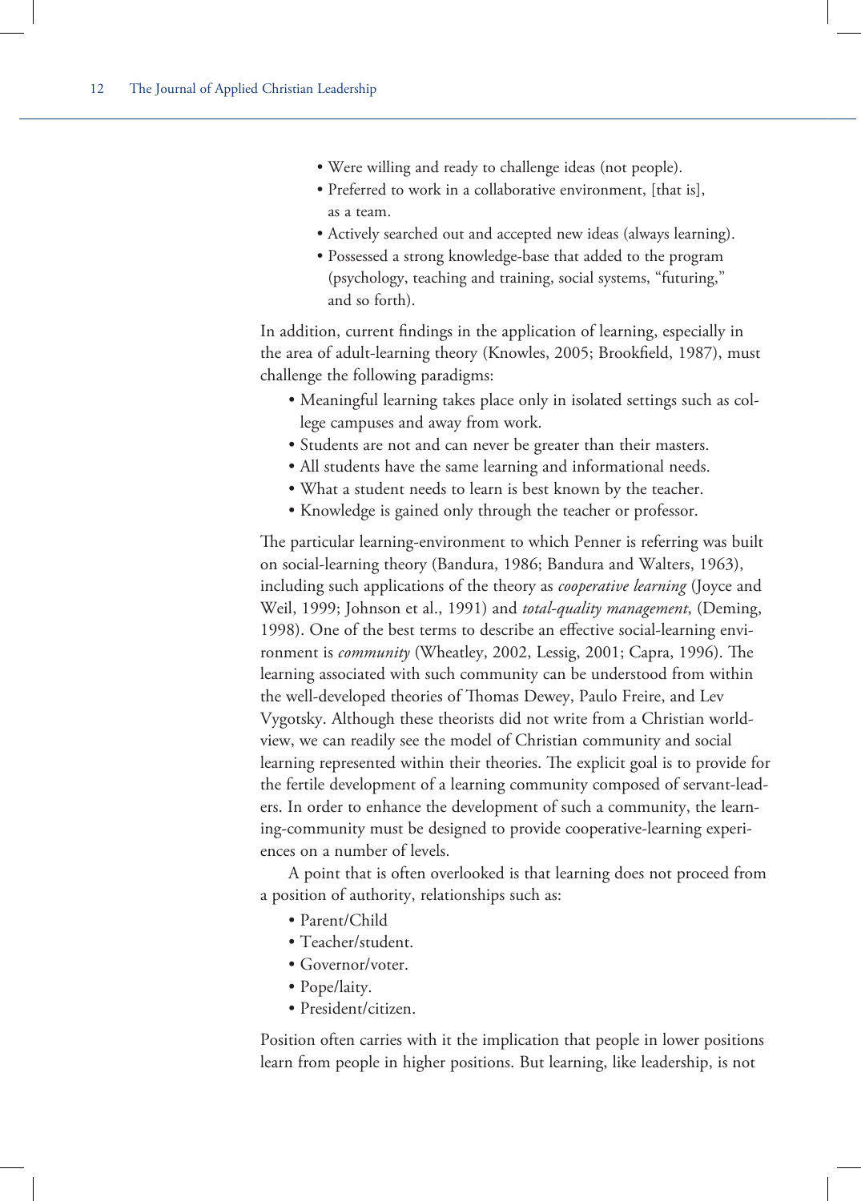- Were willing and ready to challenge ideas (not people).
- Preferred to work in a collaborative environment, [that is], as a team.
- Actively searched out and accepted new ideas (always learning).
- Possessed a strong knowledge-base that added to the program (psychology, teaching and training, social systems, "futuring," and so forth).

In addition, current findings in the application of learning, especially in the area of adult-learning theory (Knowles, 2005; Brookfield, 1987), must challenge the following paradigms:

- Meaningful learning takes place only in isolated settings such as college campuses and away from work.
- Students are not and can never be greater than their masters.
- All students have the same learning and informational needs.
- What a student needs to learn is best known by the teacher.
- Knowledge is gained only through the teacher or professor.

The particular learning-environment to which Penner is referring was built on social-learning theory (Bandura, 1986; Bandura and Walters, 1963), including such applications of the theory as *cooperative learning* (Joyce and Weil, 1999; Johnson et al., 1991) and *total-quality management*, (Deming, 1998). One of the best terms to describe an effective social-learning environment is *community* (Wheatley, 2002, Lessig, 2001; Capra, 1996). The learning associated with such community can be understood from within the well-developed theories of Thomas Dewey, Paulo Freire, and Lev Vygotsky. Although these theorists did not write from a Christian worldview, we can readily see the model of Christian community and social learning represented within their theories. The explicit goal is to provide for the fertile development of a learning community composed of servant-leaders. In order to enhance the development of such a community, the learning-community must be designed to provide cooperative-learning experiences on a number of levels.

A point that is often overlooked is that learning does not proceed from a position of authority, relationships such as:

- Parent/Child
- Teacher/student.
- Governor/voter.
- Pope/laity.
- President/citizen.

Position often carries with it the implication that people in lower positions learn from people in higher positions. But learning, like leadership, is not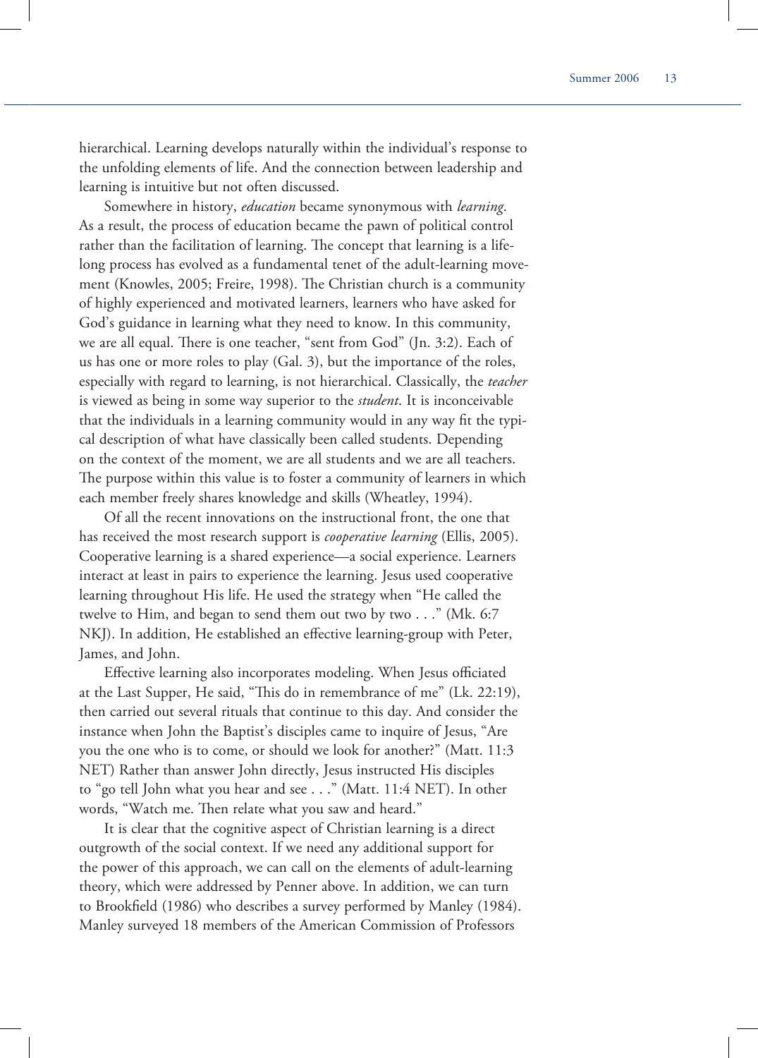hierarchical. Learning develops naturally within the individual's response to the unfolding elements of life. And the connection between leadership and learning is intuitive but not often discussed.

Somewhere in history, *education* became synonymous with *learning*. As a result, the process of education became the pawn of political control rather than the facilitation of learning. The concept that learning is a lifelong process has evolved as a fundamental tenet of the adult-learning movement (Knowles, 2005; Freire, 1998). The Christian church is a community of highly experienced and motivated learners, learners who have asked for God's guidance in learning what they need to know. In this community, we are all equal. There is one teacher, "sent from God" (Jn. 3:2). Each of us has one or more roles to play (Gal. 3), but the importance of the roles, especially with regard to learning, is not hierarchical. Classically, the *teacher* is viewed as being in some way superior to the *student*. It is inconceivable that the individuals in a learning community would in any way fit the typical description of what have classically been called students. Depending on the context of the moment, we are all students and we are all teachers. The purpose within this value is to foster a community of learners in which each member freely shares knowledge and skills (Wheatley, 1994).

Of all the recent innovations on the instructional front, the one that has received the most research support is *cooperative learning* (Ellis, 2005). Cooperative learning is a shared experience—a social experience. Learners interact at least in pairs to experience the learning. Jesus used cooperative learning throughout His life. He used the strategy when "He called the twelve to Him, and began to send them out two by two . . ." (Mk. 6:7 NKJ). In addition, He established an effective learning-group with Peter, James, and John.

Effective learning also incorporates modeling. When Jesus officiated at the Last Supper, He said, "This do in remembrance of me" (Lk. 22:19), then carried out several rituals that continue to this day. And consider the instance when John the Baptist's disciples came to inquire of Jesus, "Are you the one who is to come, or should we look for another?" (Matt. 11:3 NET) Rather than answer John directly, Jesus instructed His disciples to "go tell John what you hear and see . . ." (Matt. 11:4 NET). In other words, "Watch me. Then relate what you saw and heard."

It is clear that the cognitive aspect of Christian learning is a direct outgrowth of the social context. If we need any additional support for the power of this approach, we can call on the elements of adult-learning theory, which were addressed by Penner above. In addition, we can turn to Brookfield (1986) who describes a survey performed by Manley (1984). Manley surveyed 18 members of the American Commission of Professors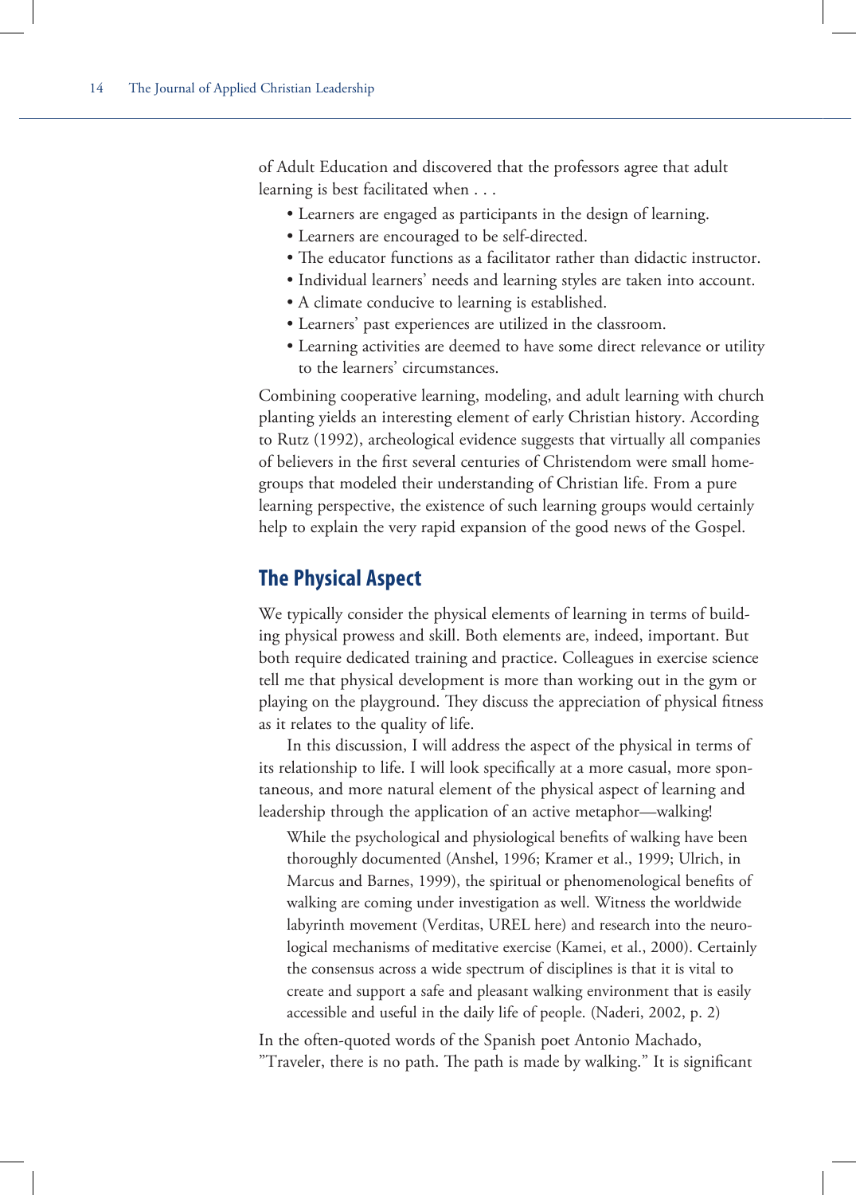of Adult Education and discovered that the professors agree that adult learning is best facilitated when . . .

- Learners are engaged as participants in the design of learning.
- Learners are encouraged to be self-directed.
- The educator functions as a facilitator rather than didactic instructor.
- Individual learners' needs and learning styles are taken into account.
- A climate conducive to learning is established.
- Learners' past experiences are utilized in the classroom.
- Learning activities are deemed to have some direct relevance or utility to the learners' circumstances.

Combining cooperative learning, modeling, and adult learning with church planting yields an interesting element of early Christian history. According to Rutz (1992), archeological evidence suggests that virtually all companies of believers in the first several centuries of Christendom were small home-groups that modeled their understanding of Christian life. From a pure learning perspective, the existence of such learning groups would certainly help to explain the very rapid expansion of the good news of the Gospel.

## The Physical Aspect

We typically consider the physical elements of learning in terms of building physical prowess and skill. Both elements are, indeed, important. But both require dedicated training and practice. Colleagues in exercise science tell me that physical development is more than working out in the gym or playing on the playground. They discuss the appreciation of physical fitness as it relates to the quality of life.

In this discussion, I will address the aspect of the physical in terms of its relationship to life. I will look specifically at a more casual, more spontaneous, and more natural element of the physical aspect of learning and leadership through the application of an active metaphor—walking!

> While the psychological and physiological benefits of walking have been thoroughly documented (Anshel, 1996; Kramer et al., 1999; Ulrich, in Marcus and Barnes, 1999), the spiritual or phenomenological benefits of walking are coming under investigation as well. Witness the worldwide labyrinth movement (Verditas, UREL here) and research into the neurological mechanisms of meditative exercise (Kamei, et al., 2000). Certainly the consensus across a wide spectrum of disciplines is that it is vital to create and support a safe and pleasant walking environment that is easily accessible and useful in the daily life of people. (Naderi, 2002, p. 2)

In the often-quoted words of the Spanish poet Antonio Machado, "Traveler, there is no path. The path is made by walking." It is significant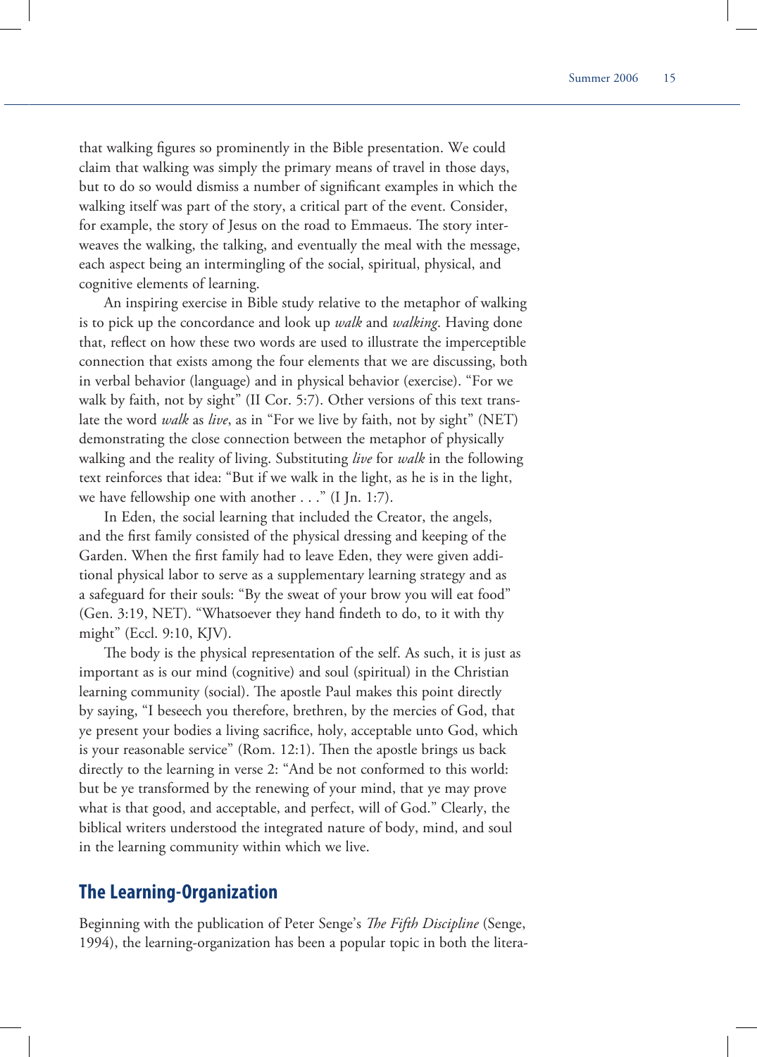that walking figures so prominently in the Bible presentation. We could claim that walking was simply the primary means of travel in those days, but to do so would dismiss a number of significant examples in which the walking itself was part of the story, a critical part of the event. Consider, for example, the story of Jesus on the road to Emmaeus. The story interweaves the walking, the talking, and eventually the meal with the message, each aspect being an intermingling of the social, spiritual, physical, and cognitive elements of learning.

An inspiring exercise in Bible study relative to the metaphor of walking is to pick up the concordance and look up *walk* and *walking*. Having done that, reflect on how these two words are used to illustrate the imperceptible connection that exists among the four elements that we are discussing, both in verbal behavior (language) and in physical behavior (exercise). "For we walk by faith, not by sight" (II Cor. 5:7). Other versions of this text translate the word *walk* as *live*, as in "For we live by faith, not by sight" (NET) demonstrating the close connection between the metaphor of physically walking and the reality of living. Substituting *live* for *walk* in the following text reinforces that idea: "But if we walk in the light, as he is in the light, we have fellowship one with another . . ." (I Jn. 1:7).

In Eden, the social learning that included the Creator, the angels, and the first family consisted of the physical dressing and keeping of the Garden. When the first family had to leave Eden, they were given additional physical labor to serve as a supplementary learning strategy and as a safeguard for their souls: "By the sweat of your brow you will eat food" (Gen. 3:19, NET). "Whatsoever they hand findeth to do, to it with thy might" (Eccl. 9:10, KJV).

The body is the physical representation of the self. As such, it is just as important as is our mind (cognitive) and soul (spiritual) in the Christian learning community (social). The apostle Paul makes this point directly by saying, "I beseech you therefore, brethren, by the mercies of God, that ye present your bodies a living sacrifice, holy, acceptable unto God, which is your reasonable service" (Rom. 12:1). Then the apostle brings us back directly to the learning in verse 2: "And be not conformed to this world: but be ye transformed by the renewing of your mind, that ye may prove what is that good, and acceptable, and perfect, will of God." Clearly, the biblical writers understood the integrated nature of body, mind, and soul in the learning community within which we live.

## The Learning-Organization

Beginning with the publication of Peter Senge's *The Fifth Discipline* (Senge, 1994), the learning-organization has been a popular topic in both the litera-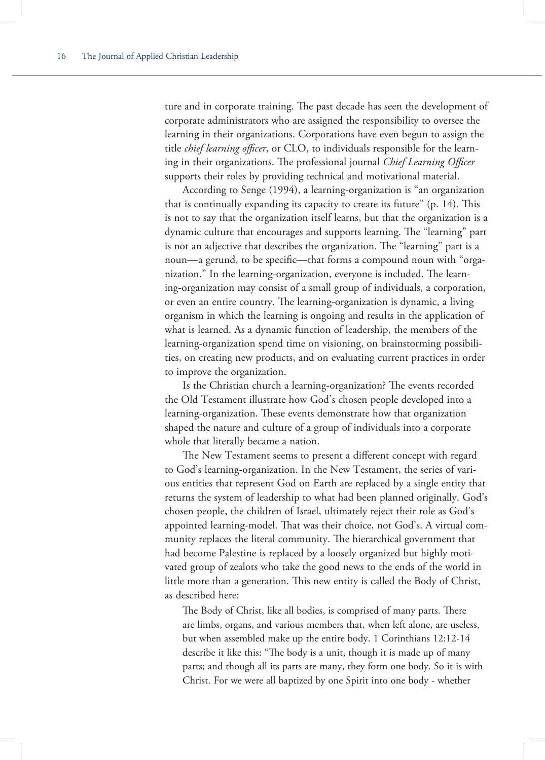ture and in corporate training. The past decade has seen the development of corporate administrators who are assigned the responsibility to oversee the learning in their organizations. Corporations have even begun to assign the title *chief learning officer*, or CLO, to individuals responsible for the learning in their organizations. The professional journal *Chief Learning Officer* supports their roles by providing technical and motivational material.

According to Senge (1994), a learning-organization is "an organization that is continually expanding its capacity to create its future" (p. 14). This is not to say that the organization itself learns, but that the organization is a dynamic culture that encourages and supports learning. The "learning" part is not an adjective that describes the organization. The "learning" part is a noun—a gerund, to be specific—that forms a compound noun with "organization." In the learning-organization, everyone is included. The learning-organization may consist of a small group of individuals, a corporation, or even an entire country. The learning-organization is dynamic, a living organism in which the learning is ongoing and results in the application of what is learned. As a dynamic function of leadership, the members of the learning-organization spend time on visioning, on brainstorming possibilities, on creating new products, and on evaluating current practices in order to improve the organization.

Is the Christian church a learning-organization? The events recorded the Old Testament illustrate how God's chosen people developed into a learning-organization. These events demonstrate how that organization shaped the nature and culture of a group of individuals into a corporate whole that literally became a nation.

The New Testament seems to present a different concept with regard to God's learning-organization. In the New Testament, the series of various entities that represent God on Earth are replaced by a single entity that returns the system of leadership to what had been planned originally. God's chosen people, the children of Israel, ultimately reject their role as God's appointed learning-model. That was their choice, not God's. A virtual community replaces the literal community. The hierarchical government that had become Palestine is replaced by a loosely organized but highly motivated group of zealots who take the good news to the ends of the world in little more than a generation. This new entity is called the Body of Christ, as described here:

> The Body of Christ, like all bodies, is comprised of many parts. There are limbs, organs, and various members that, when left alone, are useless, but when assembled make up the entire body. 1 Corinthians 12:12-14 describe it like this: "The body is a unit, though it is made up of many parts; and though all its parts are many, they form one body. So it is with Christ. For we were all baptized by one Spirit into one body - whether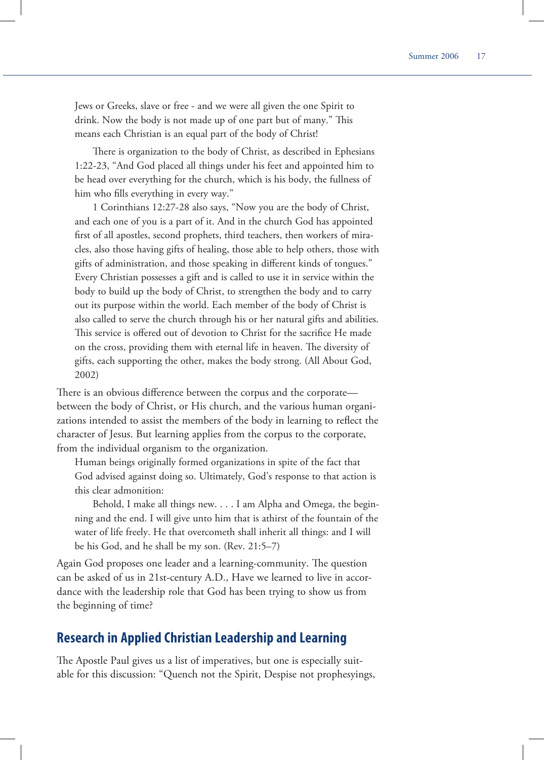Jews or Greeks, slave or free - and we were all given the one Spirit to drink. Now the body is not made up of one part but of many." This means each Christian is an equal part of the body of Christ!

> There is organization to the body of Christ, as described in Ephesians 1:22-23, "And God placed all things under his feet and appointed him to be head over everything for the church, which is his body, the fullness of him who fills everything in every way."
>
> 1 Corinthians 12:27-28 also says, "Now you are the body of Christ, and each one of you is a part of it. And in the church God has appointed first of all apostles, second prophets, third teachers, then workers of miracles, also those having gifts of healing, those able to help others, those with gifts of administration, and those speaking in different kinds of tongues." Every Christian possesses a gift and is called to use it in service within the body to build up the body of Christ, to strengthen the body and to carry out its purpose within the world. Each member of the body of Christ is also called to serve the church through his or her natural gifts and abilities. This service is offered out of devotion to Christ for the sacrifice He made on the cross, providing them with eternal life in heaven. The diversity of gifts, each supporting the other, makes the body strong. (All About God, 2002)

There is an obvious difference between the corpus and the corporate—between the body of Christ, or His church, and the various human organizations intended to assist the members of the body in learning to reflect the character of Jesus. But learning applies from the corpus to the corporate, from the individual organism to the organization.

> Human beings originally formed organizations in spite of the fact that God advised against doing so. Ultimately, God's response to that action is this clear admonition:
>
> Behold, I make all things new. . . . I am Alpha and Omega, the beginning and the end. I will give unto him that is athirst of the fountain of the water of life freely. He that overcometh shall inherit all things: and I will be his God, and he shall be my son. (Rev. 21:5–7)

Again God proposes one leader and a learning-community. The question can be asked of us in 21st-century A.D., Have we learned to live in accordance with the leadership role that God has been trying to show us from the beginning of time?

## Research in Applied Christian Leadership and Learning

The Apostle Paul gives us a list of imperatives, but one is especially suitable for this discussion: "Quench not the Spirit, Despise not prophesyings,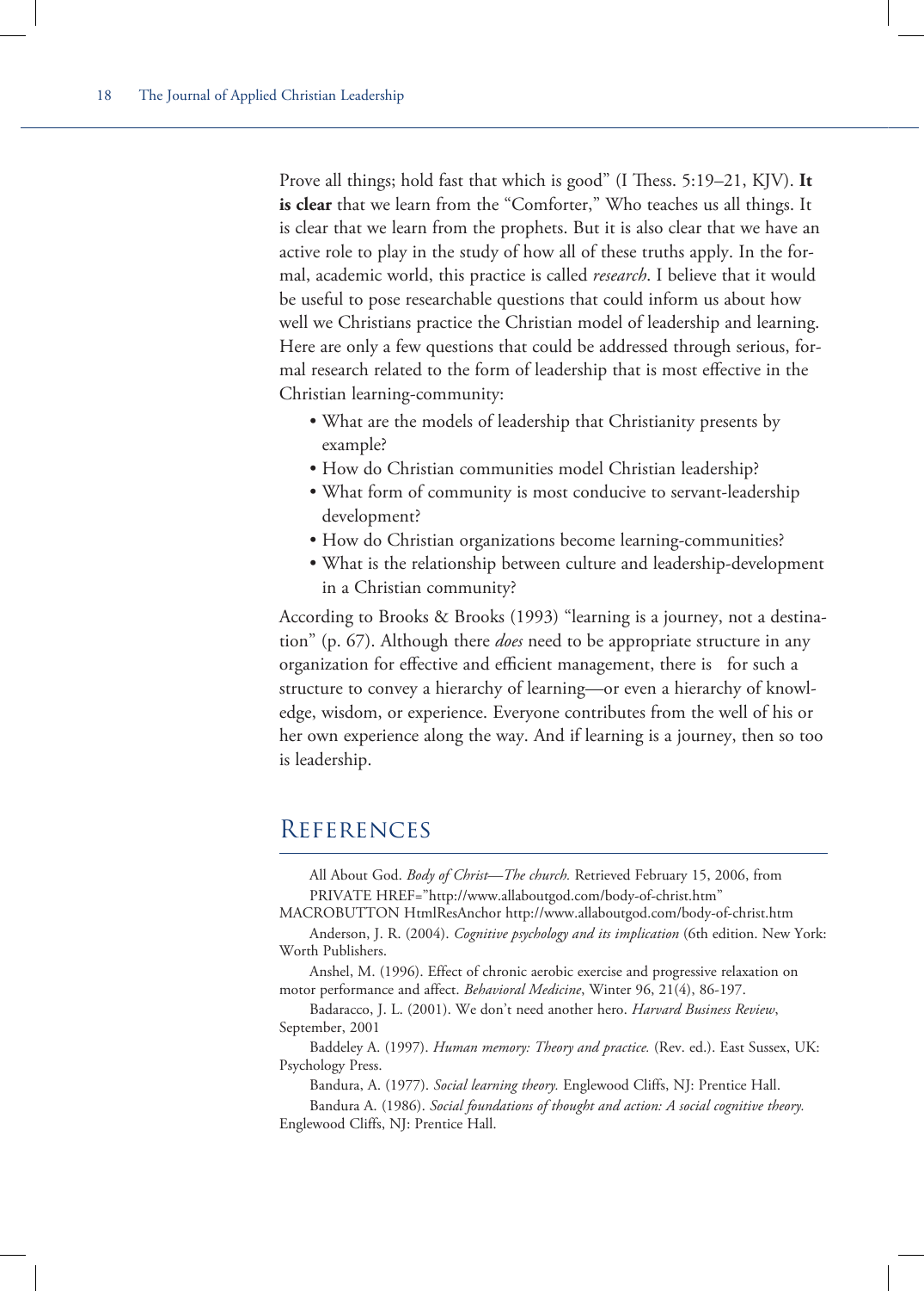Prove all things; hold fast that which is good" (I Thess. 5:19–21, KJV). **It is clear** that we learn from the "Comforter," Who teaches us all things. It is clear that we learn from the prophets. But it is also clear that we have an active role to play in the study of how all of these truths apply. In the formal, academic world, this practice is called *research*. I believe that it would be useful to pose researchable questions that could inform us about how well we Christians practice the Christian model of leadership and learning. Here are only a few questions that could be addressed through serious, formal research related to the form of leadership that is most effective in the Christian learning-community:

- What are the models of leadership that Christianity presents by example?
- How do Christian communities model Christian leadership?
- What form of community is most conducive to servant-leadership development?
- How do Christian organizations become learning-communities?
- What is the relationship between culture and leadership-development in a Christian community?

According to Brooks & Brooks (1993) "learning is a journey, not a destination" (p. 67). Although there *does* need to be appropriate structure in any organization for effective and efficient management, there is   for such a structure to convey a hierarchy of learning—or even a hierarchy of knowledge, wisdom, or experience. Everyone contributes from the well of his or her own experience along the way. And if learning is a journey, then so too is leadership.

## References

All About God. *Body of Christ—The church.* Retrieved February 15, 2006, from PRIVATE HREF="http://www.allaboutgod.com/body-of-christ.htm" MACROBUTTON HtmlResAnchor http://www.allaboutgod.com/body-of-christ.htm

Anderson, J. R. (2004). *Cognitive psychology and its implication* (6th edition. New York: Worth Publishers.

Anshel, M. (1996). Effect of chronic aerobic exercise and progressive relaxation on motor performance and affect. *Behavioral Medicine*, Winter 96, 21(4), 86-197.

Badaracco, J. L. (2001). We don't need another hero. *Harvard Business Review*, September, 2001

Baddeley A. (1997). *Human memory: Theory and practice.* (Rev. ed.). East Sussex, UK: Psychology Press.

Bandura, A. (1977). *Social learning theory.* Englewood Cliffs, NJ: Prentice Hall.

Bandura A. (1986). *Social foundations of thought and action: A social cognitive theory.* Englewood Cliffs, NJ: Prentice Hall.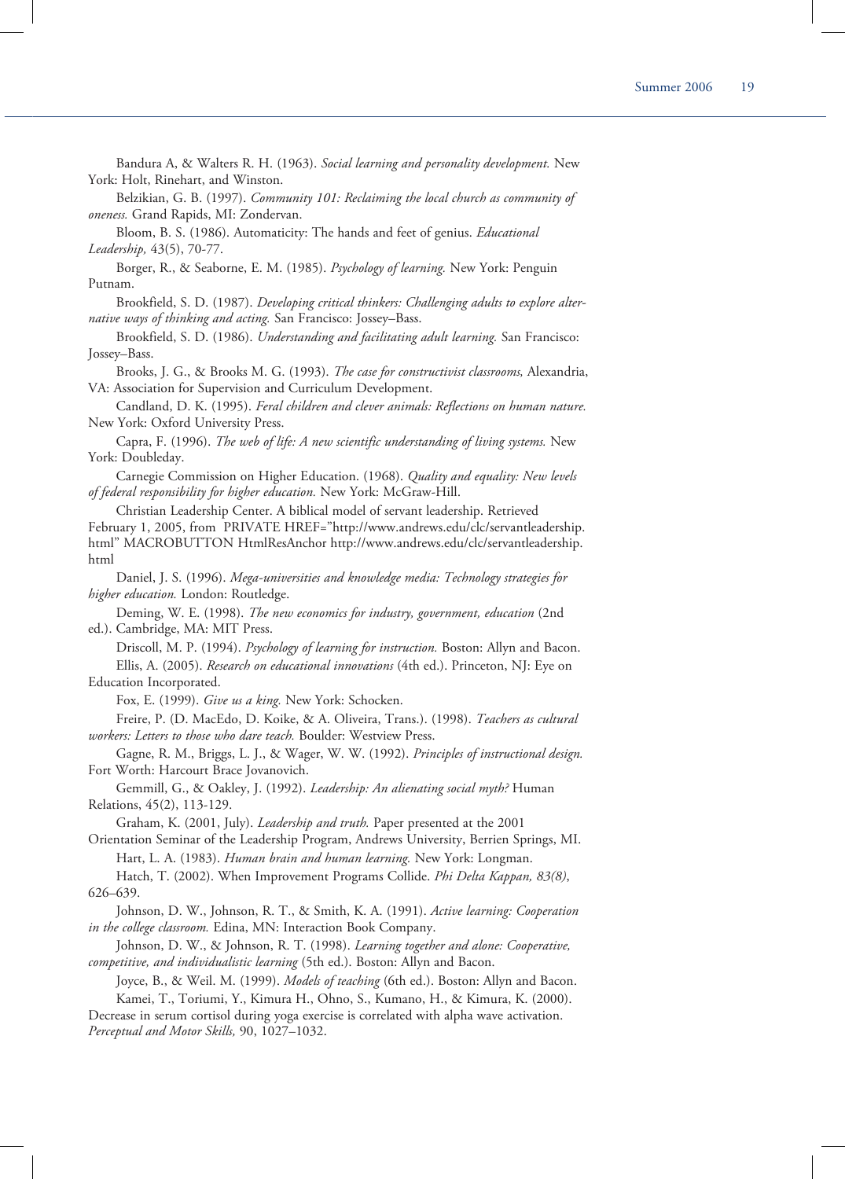Bandura A, & Walters R. H. (1963). *Social learning and personality development.* New York: Holt, Rinehart, and Winston.

Belzikian, G. B. (1997). *Community 101: Reclaiming the local church as community of oneness.* Grand Rapids, MI: Zondervan.

Bloom, B. S. (1986). Automaticity: The hands and feet of genius. *Educational Leadership,* 43(5), 70-77.

Borger, R., & Seaborne, E. M. (1985). *Psychology of learning.* New York: Penguin Putnam.

Brookfield, S. D. (1987). *Developing critical thinkers: Challenging adults to explore alternative ways of thinking and acting.* San Francisco: Jossey–Bass.

Brookfield, S. D. (1986). *Understanding and facilitating adult learning.* San Francisco: Jossey–Bass.

Brooks, J. G., & Brooks M. G. (1993). *The case for constructivist classrooms,* Alexandria, VA: Association for Supervision and Curriculum Development.

Candland, D. K. (1995). *Feral children and clever animals: Reflections on human nature.* New York: Oxford University Press.

Capra, F. (1996). *The web of life: A new scientific understanding of living systems.* New York: Doubleday.

Carnegie Commission on Higher Education. (1968). *Quality and equality: New levels of federal responsibility for higher education.* New York: McGraw-Hill.

Christian Leadership Center. A biblical model of servant leadership. Retrieved February 1, 2005, from PRIVATE HREF="http://www.andrews.edu/clc/servantleadership.html" MACROBUTTON HtmlResAnchor http://www.andrews.edu/clc/servantleadership.html

Daniel, J. S. (1996). *Mega-universities and knowledge media: Technology strategies for higher education.* London: Routledge.

Deming, W. E. (1998). *The new economics for industry, government, education* (2nd ed.). Cambridge, MA: MIT Press.

Driscoll, M. P. (1994). *Psychology of learning for instruction.* Boston: Allyn and Bacon.

Ellis, A. (2005). *Research on educational innovations* (4th ed.). Princeton, NJ: Eye on Education Incorporated.

Fox, E. (1999). *Give us a king.* New York: Schocken.

Freire, P. (D. MacEdo, D. Koike, & A. Oliveira, Trans.). (1998). *Teachers as cultural workers: Letters to those who dare teach.* Boulder: Westview Press.

Gagne, R. M., Briggs, L. J., & Wager, W. W. (1992). *Principles of instructional design.* Fort Worth: Harcourt Brace Jovanovich.

Gemmill, G., & Oakley, J. (1992). *Leadership: An alienating social myth?* Human Relations, 45(2), 113-129.

Graham, K. (2001, July). *Leadership and truth.* Paper presented at the 2001 Orientation Seminar of the Leadership Program, Andrews University, Berrien Springs, MI.

Hart, L. A. (1983). *Human brain and human learning.* New York: Longman.

Hatch, T. (2002). When Improvement Programs Collide. *Phi Delta Kappan, 83(8)*, 626–639.

Johnson, D. W., Johnson, R. T., & Smith, K. A. (1991). *Active learning: Cooperation in the college classroom.* Edina, MN: Interaction Book Company.

Johnson, D. W., & Johnson, R. T. (1998). *Learning together and alone: Cooperative, competitive, and individualistic learning* (5th ed.). Boston: Allyn and Bacon.

Joyce, B., & Weil. M. (1999). *Models of teaching* (6th ed.). Boston: Allyn and Bacon.

Kamei, T., Toriumi, Y., Kimura H., Ohno, S., Kumano, H., & Kimura, K. (2000). Decrease in serum cortisol during yoga exercise is correlated with alpha wave activation. *Perceptual and Motor Skills,* 90, 1027–1032.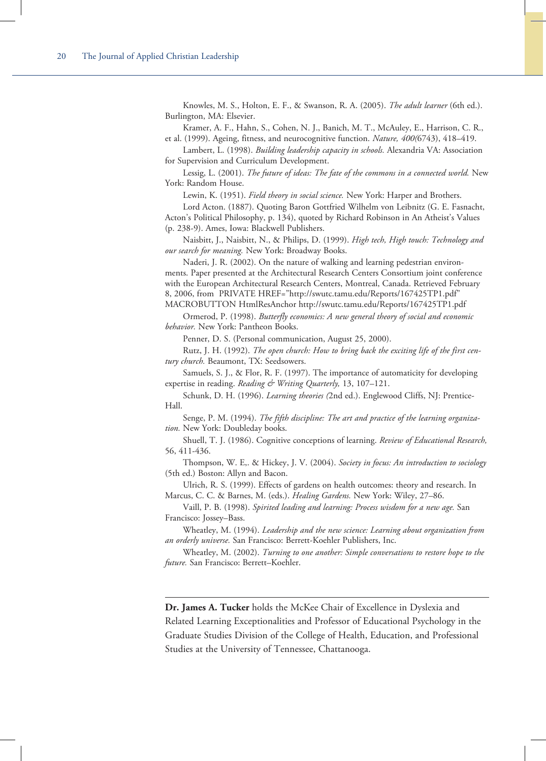Knowles, M. S., Holton, E. F., & Swanson, R. A. (2005). *The adult learner* (6th ed.). Burlington, MA: Elsevier.

Kramer, A. F., Hahn, S., Cohen, N. J., Banich, M. T., McAuley, E., Harrison, C. R., et al. (1999). Ageing, fitness, and neurocognitive function. *Nature, 400(*6743), 418–419.

Lambert, L. (1998). *Building leadership capacity in schools.* Alexandria VA: Association for Supervision and Curriculum Development.

Lessig, L. (2001). *The future of ideas: The fate of the commons in a connected world.* New York: Random House.

Lewin, K. (1951). *Field theory in social science.* New York: Harper and Brothers.

Lord Acton. (1887). Quoting Baron Gottfried Wilhelm von Leibnitz (G. E. Fasnacht, Acton's Political Philosophy, p. 134), quoted by Richard Robinson in An Atheist's Values (p. 238-9). Ames, Iowa: Blackwell Publishers.

Naisbitt, J., Naisbitt, N., & Philips, D. (1999). *High tech, High touch: Technology and our search for meaning.* New York: Broadway Books.

Naderi, J. R. (2002). On the nature of walking and learning pedestrian environments. Paper presented at the Architectural Research Centers Consortium joint conference with the European Architectural Research Centers, Montreal, Canada. Retrieved February 8, 2006, from PRIVATE HREF="http://swutc.tamu.edu/Reports/167425TP1.pdf" MACROBUTTON HtmlResAnchor http://swutc.tamu.edu/Reports/167425TP1.pdf

Ormerod, P. (1998). *Butterfly economics: A new general theory of social and economic behavior.* New York: Pantheon Books.

Penner, D. S. (Personal communication, August 25, 2000).

Rutz, J. H. (1992). *The open church: How to bring back the exciting life of the first century church.* Beaumont, TX: Seedsowers.

Samuels, S. J., & Flor, R. F. (1997). The importance of automaticity for developing expertise in reading. *Reading & Writing Quarterly,* 13, 107–121.

Schunk, D. H. (1996). *Learning theories (*2nd ed.). Englewood Cliffs, NJ: Prentice-Hall.

Senge, P. M. (1994). *The fifth discipline: The art and practice of the learning organization.* New York: Doubleday books.

Shuell, T. J. (1986). Cognitive conceptions of learning. *Review of Educational Research,* 56, 411-436.

Thompson, W. E,. & Hickey, J. V. (2004). *Society in focus: An introduction to sociology* (5th ed.) Boston: Allyn and Bacon.

Ulrich, R. S. (1999). Effects of gardens on health outcomes: theory and research. In Marcus, C. C. & Barnes, M. (eds.). *Healing Gardens.* New York: Wiley, 27–86.

Vaill, P. B. (1998). *Spirited leading and learning: Process wisdom for a new age.* San Francisco: Jossey–Bass.

Wheatley, M. (1994). *Leadership and the new science: Learning about organization from an orderly universe.* San Francisco: Berrett-Koehler Publishers, Inc.

Wheatley, M. (2002). *Turning to one another: Simple conversations to restore hope to the future.* San Francisco: Berrett–Koehler.

---

**Dr. James A. Tucker** holds the McKee Chair of Excellence in Dyslexia and Related Learning Exceptionalities and Professor of Educational Psychology in the Graduate Studies Division of the College of Health, Education, and Professional Studies at the University of Tennessee, Chattanooga.